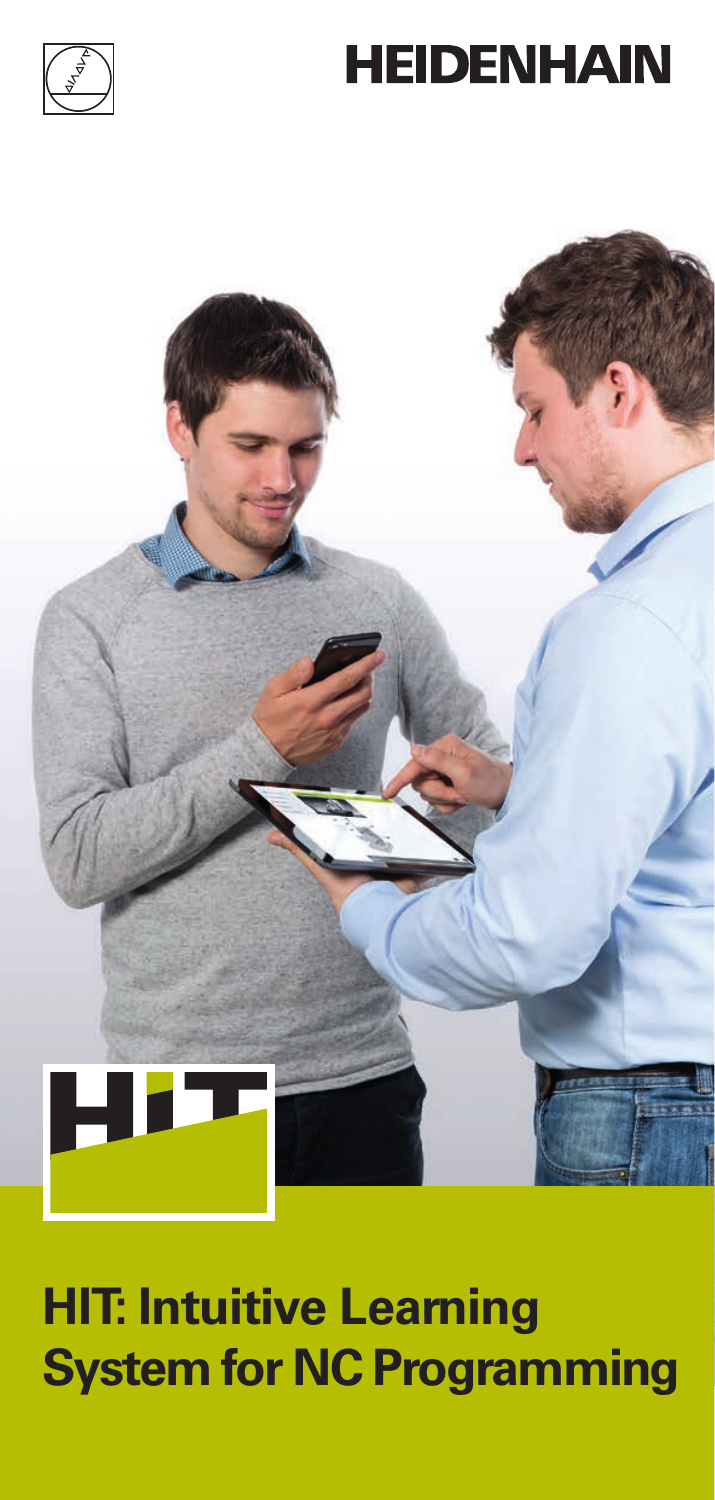HEIDENHAIN

HIT

# HIT: Intuitive Learning System for NC Programming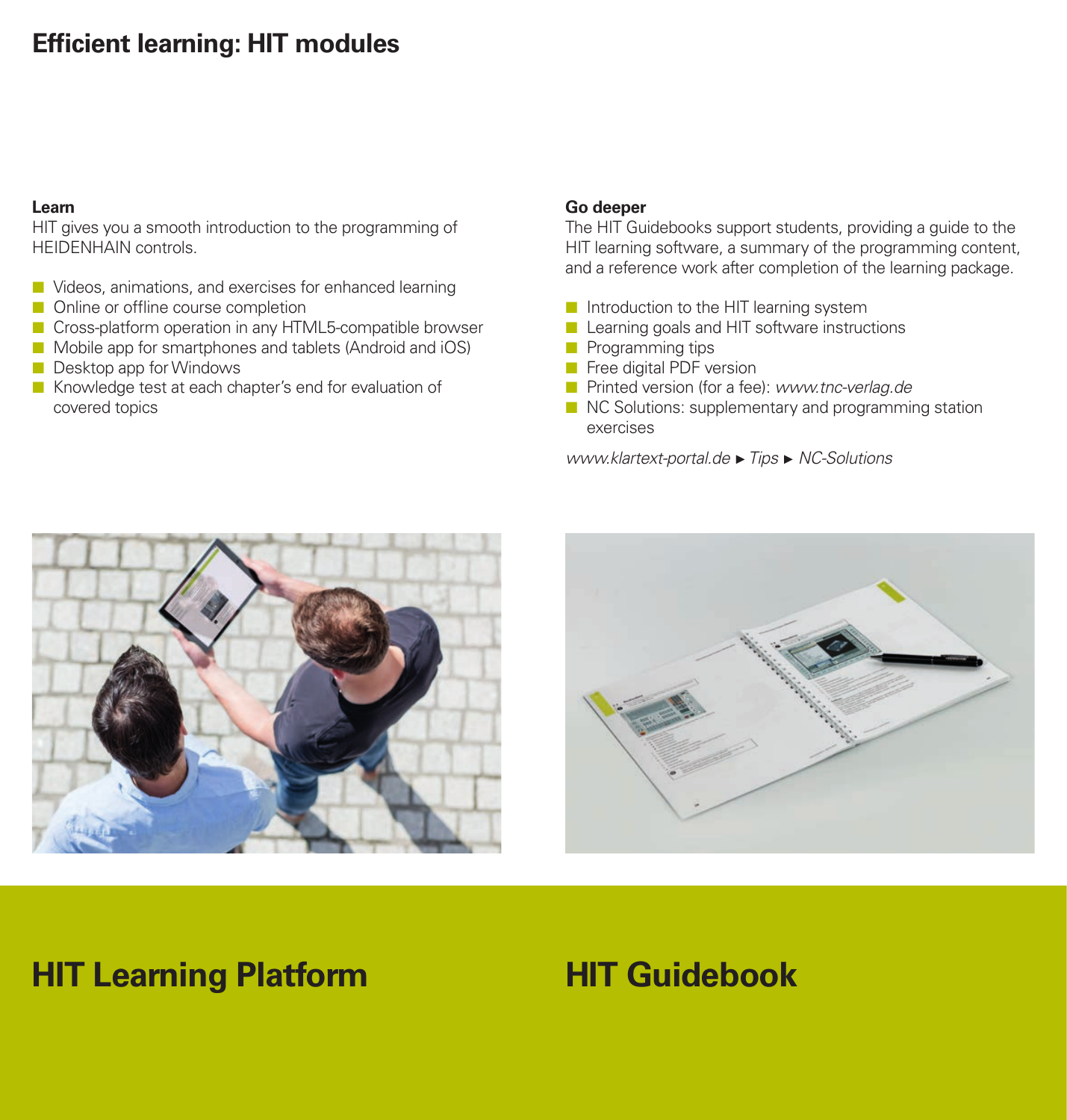# Efficient learning: HIT modules

## HIT Learning Platform

**Learn**

HIT gives you a smooth introduction to the programming of HEIDENHAIN controls.

- Videos, animations, and exercises for enhanced learning
- Online or offline course completion
- Cross-platform operation in any HTML5-compatible browser
- Mobile app for smartphones and tablets (Android and iOS)
- Desktop app for Windows
- Knowledge test at each chapter's end for evaluation of covered topics

## HIT Guidebook

**Go deeper**

The HIT Guidebooks support students, providing a guide to the HIT learning software, a summary of the programming content, and a reference work after completion of the learning package.

- Introduction to the HIT learning system
- Learning goals and HIT software instructions
- Programming tips
- Free digital PDF version
- Printed version (for a fee): *www.tnc-verlag.de*
- NC Solutions: supplementary and programming station exercises

*www.klartext-portal.de* ► *Tips* ► *NC-Solutions*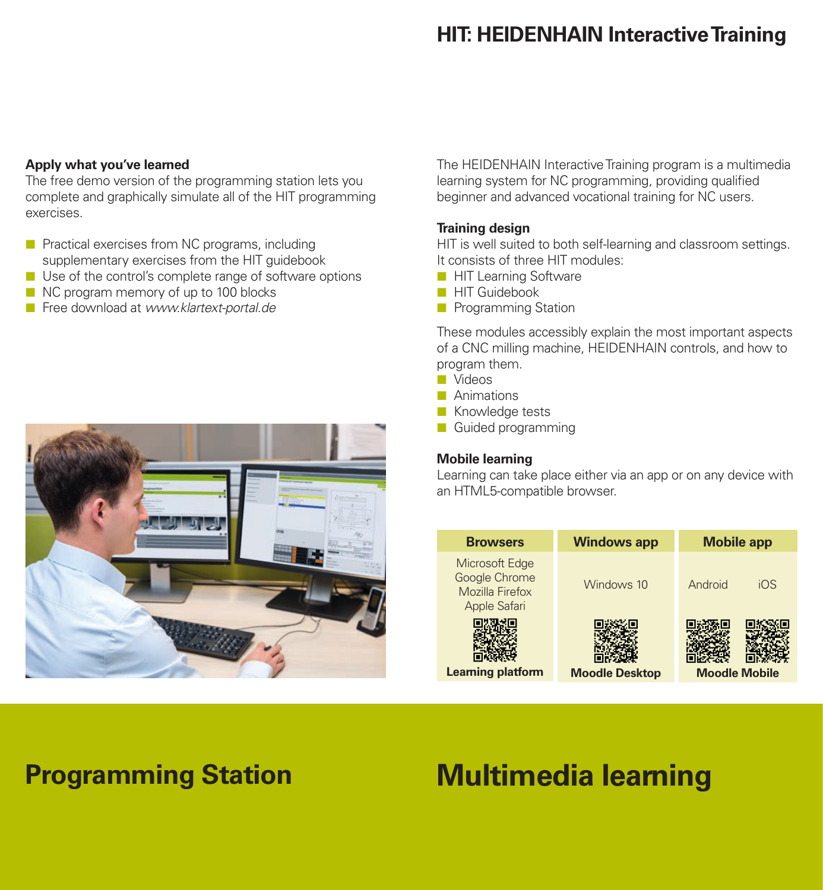# HIT: HEIDENHAIN Interactive Training

## Programming Station

### Apply what you've learned

The free demo version of the programming station lets you complete and graphically simulate all of the HIT programming exercises.

- Practical exercises from NC programs, including supplementary exercises from the HIT guidebook
- Use of the control's complete range of software options
- NC program memory of up to 100 blocks
- Free download at *www.klartext-portal.de*

## Multimedia learning

The HEIDENHAIN Interactive Training program is a multimedia learning system for NC programming, providing qualified beginner and advanced vocational training for NC users.

### Training design

HIT is well suited to both self-learning and classroom settings. It consists of three HIT modules:

- HIT Learning Software
- HIT Guidebook
- Programming Station

These modules accessibly explain the most important aspects of a CNC milling machine, HEIDENHAIN controls, and how to program them.

- Videos
- Animations
- Knowledge tests
- Guided programming

### Mobile learning

Learning can take place either via an app or on any device with an HTML5-compatible browser.

| Browsers | Windows app | Mobile app |
|---|---|---|
| Microsoft Edge<br>Google Chrome<br>Mozilla Firefox<br>Apple Safari | Windows 10 | Android iOS |
| **Learning platform** | **Moodle Desktop** | **Moodle Mobile** |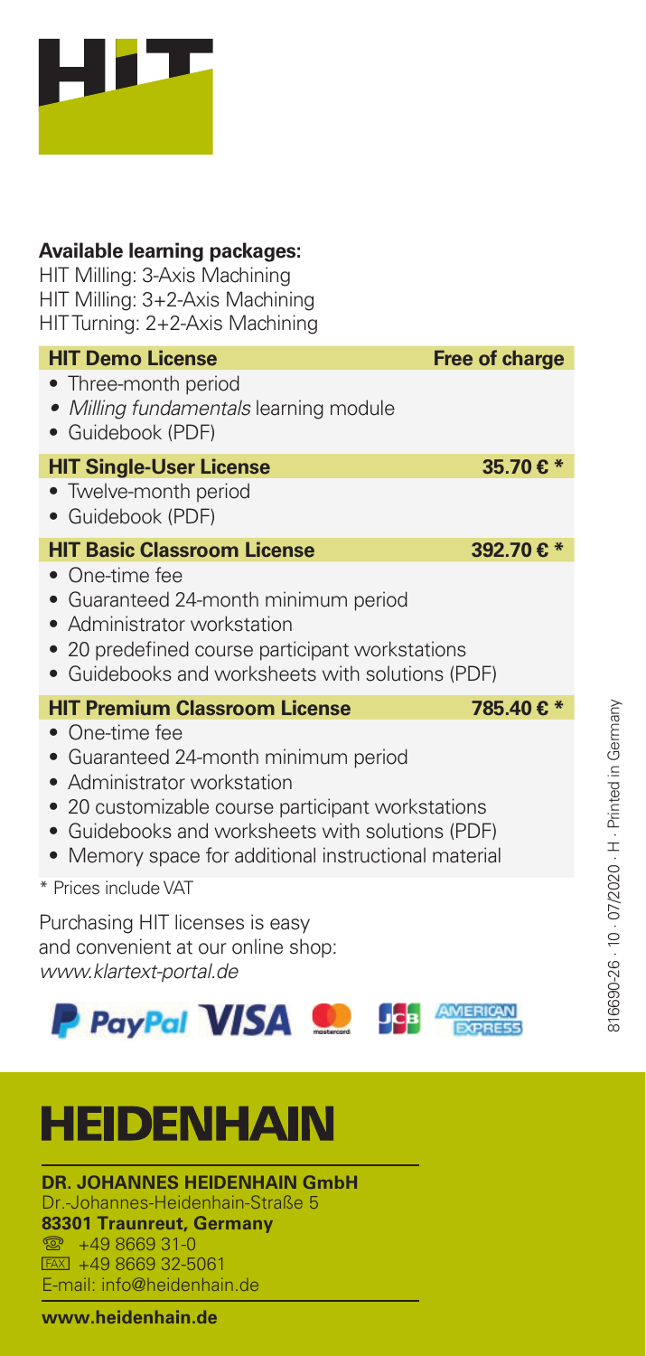**Available learning packages:**
HIT Milling: 3-Axis Machining
HIT Milling: 3+2-Axis Machining
HIT Turning: 2+2-Axis Machining

| **HIT Demo License** | **Free of charge** |
|---|---|
| • Three-month period<br>• *Milling fundamentals* learning module<br>• Guidebook (PDF) | |
| **HIT Single-User License** | **35.70 € \*** |
| • Twelve-month period<br>• Guidebook (PDF) | |
| **HIT Basic Classroom License** | **392.70 € \*** |
| • One-time fee<br>• Guaranteed 24-month minimum period<br>• Administrator workstation<br>• 20 predefined course participant workstations<br>• Guidebooks and worksheets with solutions (PDF) | |
| **HIT Premium Classroom License** | **785.40 € \*** |
| • One-time fee<br>• Guaranteed 24-month minimum period<br>• Administrator workstation<br>• 20 customizable course participant workstations<br>• Guidebooks and worksheets with solutions (PDF)<br>• Memory space for additional instructional material | |

\* Prices include VAT

Purchasing HIT licenses is easy and convenient at our online shop:
*www.klartext-portal.de*

PayPal VISA mastercard JCB AMERICAN EXPRESS

# HEIDENHAIN

**DR. JOHANNES HEIDENHAIN GmbH**
Dr.-Johannes-Heidenhain-Straße 5
**83301 Traunreut, Germany**
☎ +49 8669 31-0
FAX +49 8669 32-5061
E-mail: info@heidenhain.de

**www.heidenhain.de**

816690-26 · 10 · 07/2020 · H · Printed in Germany